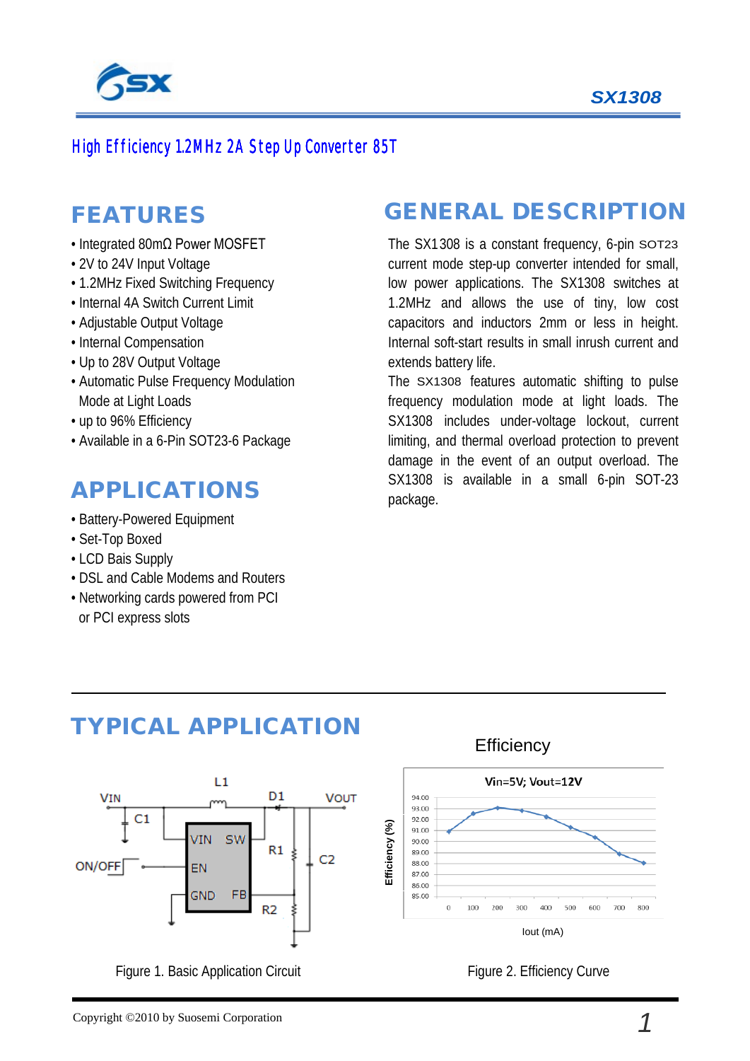High Efficiency 1.2MHz 2A Step Up Converter 85T

## FEATURES

- Integrated 80mΩ Power MOSFET
- 2V to 24V Input Voltage
- 1.2MHz Fixed Switching Frequency
- Internal 4A Switch Current Limit
- Adjustable Output Voltage
- Internal Compensation
- Up to 28V Output Voltage
- Automatic Pulse Frequency Modulation Mode at Light Loads
- up to 96% Efficiency
- Available in a 6-Pin SOT23-6 Package

## APPLICATIONS

- Battery-Powered Equipment
- Set-Top Boxed
- LCD Bais Supply
- DSL and Cable Modems and Routers
- Networking cards powered from PCI or PCI express slots

## GENERAL DESCRIPTION

The SX1308 is a constant frequency, 6-pin SOT23 current mode step-up converter intended for small, low power applications. The SX1308 switches at 1.2MHz and allows the use of tiny, low cost capacitors and inductors 2mm or less in height. Internal soft-start results in small inrush current and extends battery life.

The SX1308 features automatic shifting to pulse frequency modulation mode at light loads. The SX1308 includes under-voltage lockout, current limiting, and thermal overload protection to prevent damage in the event of an output overload. The SX1308 is available in a small 6-pin SOT-23 package.

## TYPICAL APPLICATION

Figure 1. Basic Application Circuit

Efficiency

Figure 2. Efficiency Curve

Copyright ©2010 by Suosemi Corporation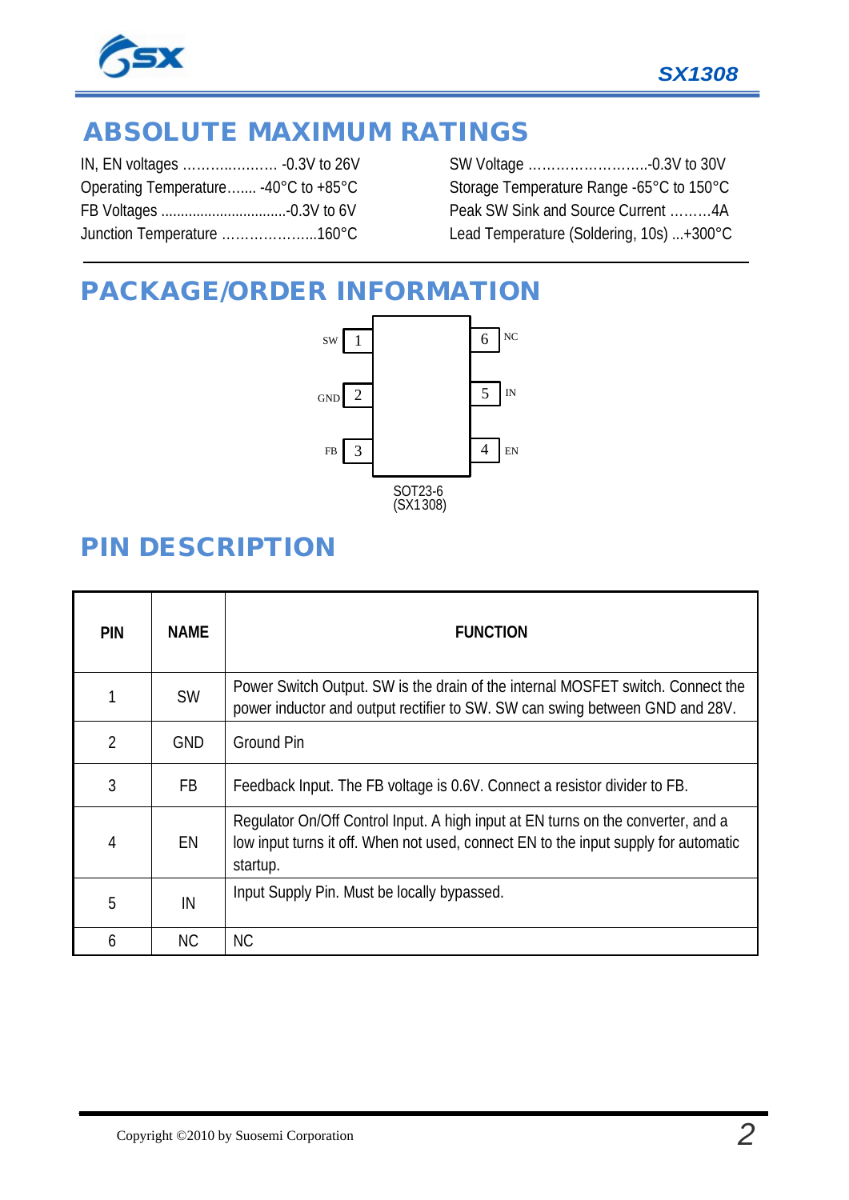## ABSOLUTE MAXIMUM RATINGS

IN, EN voltages ………………… -0.3V to 26V
Operating Temperature……. -40°C to +85°C
FB Voltages ................................-0.3V to 6V
Junction Temperature ………………...160°C

SW Voltage ……………………..-0.3V to 30V
Storage Temperature Range -65°C to 150°C
Peak SW Sink and Source Current ………4A
Lead Temperature (Soldering, 10s) ...+300°C

## PACKAGE/ORDER INFORMATION

SW 1 | 6 NC
GND 2 | 5 IN
FB 3 | 4 EN

SOT23-6
(SX1308)

## PIN DESCRIPTION

| PIN | NAME | FUNCTION |
|---|---|---|
| 1 | SW | Power Switch Output. SW is the drain of the internal MOSFET switch. Connect the power inductor and output rectifier to SW. SW can swing between GND and 28V. |
| 2 | GND | Ground Pin |
| 3 | FB | Feedback Input. The FB voltage is 0.6V. Connect a resistor divider to FB. |
| 4 | EN | Regulator On/Off Control Input. A high input at EN turns on the converter, and a low input turns it off. When not used, connect EN to the input supply for automatic startup. |
| 5 | IN | Input Supply Pin. Must be locally bypassed. |
| 6 | NC | NC |

Copyright ©2010 by Suosemi Corporation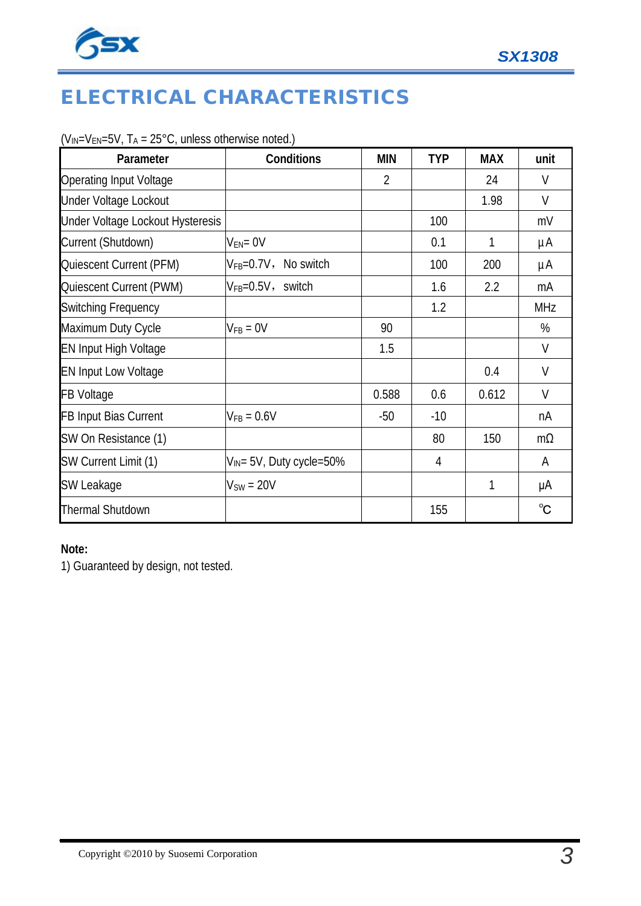# ELECTRICAL CHARACTERISTICS

($V_{IN}$=$V_{EN}$=5V, $T_A$ = 25°C, unless otherwise noted.)

| Parameter | Conditions | MIN | TYP | MAX | unit |
|---|---|---|---|---|---|
| Operating Input Voltage | | 2 | | 24 | V |
| Under Voltage Lockout | | | | 1.98 | V |
| Under Voltage Lockout Hysteresis | | | 100 | | mV |
| Current (Shutdown) | $V_{EN}$= 0V | | 0.1 | 1 | μA |
| Quiescent Current (PFM) | $V_{FB}$=0.7V， No switch | | 100 | 200 | μA |
| Quiescent Current (PWM) | $V_{FB}$=0.5V， switch | | 1.6 | 2.2 | mA |
| Switching Frequency | | | 1.2 | | MHz |
| Maximum Duty Cycle | $V_{FB}$ = 0V | 90 | | | % |
| EN Input High Voltage | | 1.5 | | | V |
| EN Input Low Voltage | | | | 0.4 | V |
| FB Voltage | | 0.588 | 0.6 | 0.612 | V |
| FB Input Bias Current | $V_{FB}$ = 0.6V | -50 | -10 | | nA |
| SW On Resistance (1) | | | 80 | 150 | mΩ |
| SW Current Limit (1) | $V_{IN}$= 5V, Duty cycle=50% | | 4 | | A |
| SW Leakage | $V_{SW}$ = 20V | | | 1 | μA |
| Thermal Shutdown | | | 155 | | ℃ |

**Note:**

1) Guaranteed by design, not tested.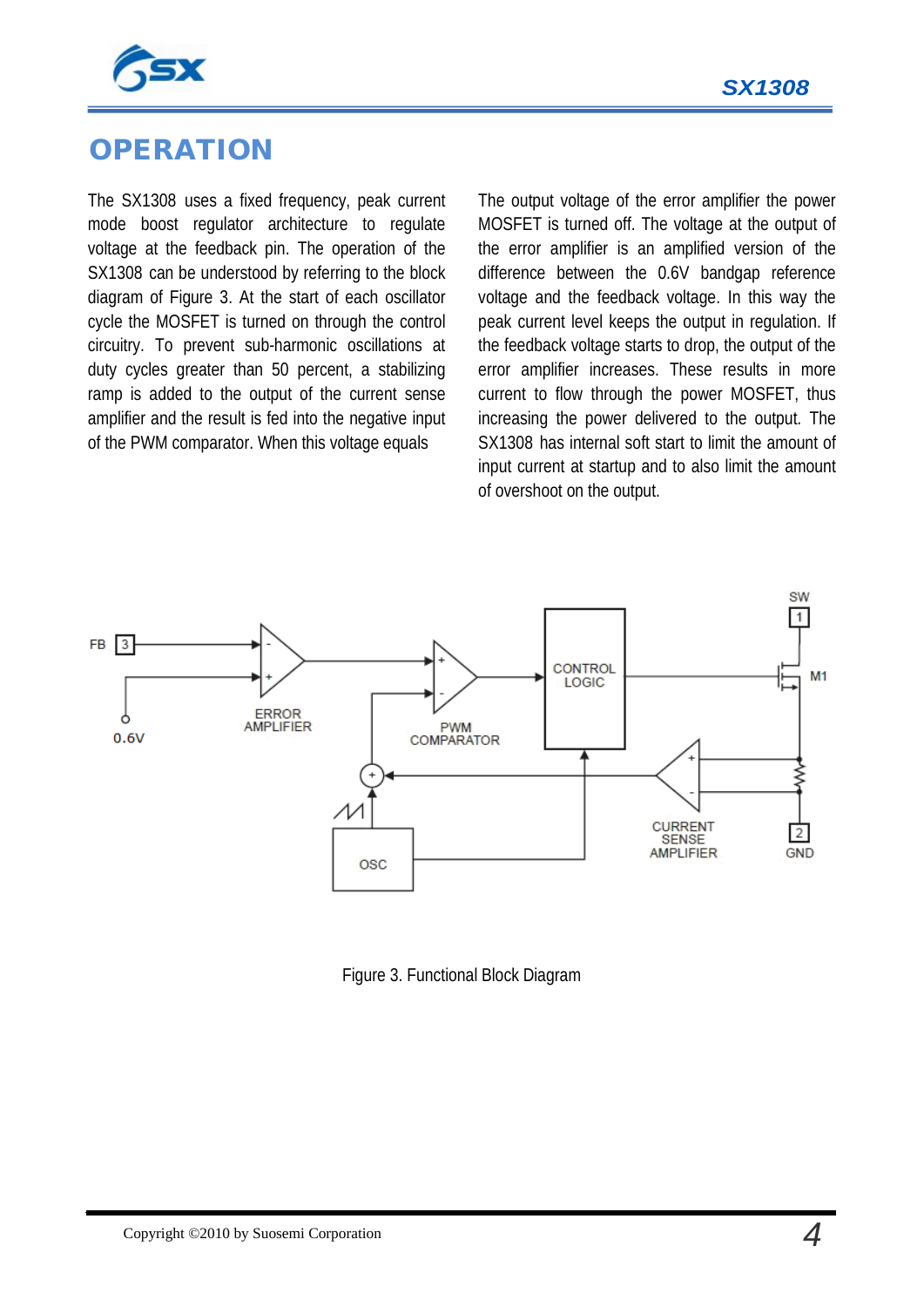# OPERATION

The SX1308 uses a fixed frequency, peak current mode boost regulator architecture to regulate voltage at the feedback pin. The operation of the SX1308 can be understood by referring to the block diagram of Figure 3. At the start of each oscillator cycle the MOSFET is turned on through the control circuitry. To prevent sub-harmonic oscillations at duty cycles greater than 50 percent, a stabilizing ramp is added to the output of the current sense amplifier and the result is fed into the negative input of the PWM comparator. When this voltage equals The output voltage of the error amplifier the power MOSFET is turned off. The voltage at the output of the error amplifier is an amplified version of the difference between the 0.6V bandgap reference voltage and the feedback voltage. In this way the peak current level keeps the output in regulation. If the feedback voltage starts to drop, the output of the error amplifier increases. These results in more current to flow through the power MOSFET, thus increasing the power delivered to the output. The SX1308 has internal soft start to limit the amount of input current at startup and to also limit the amount of overshoot on the output.

Figure 3. Functional Block Diagram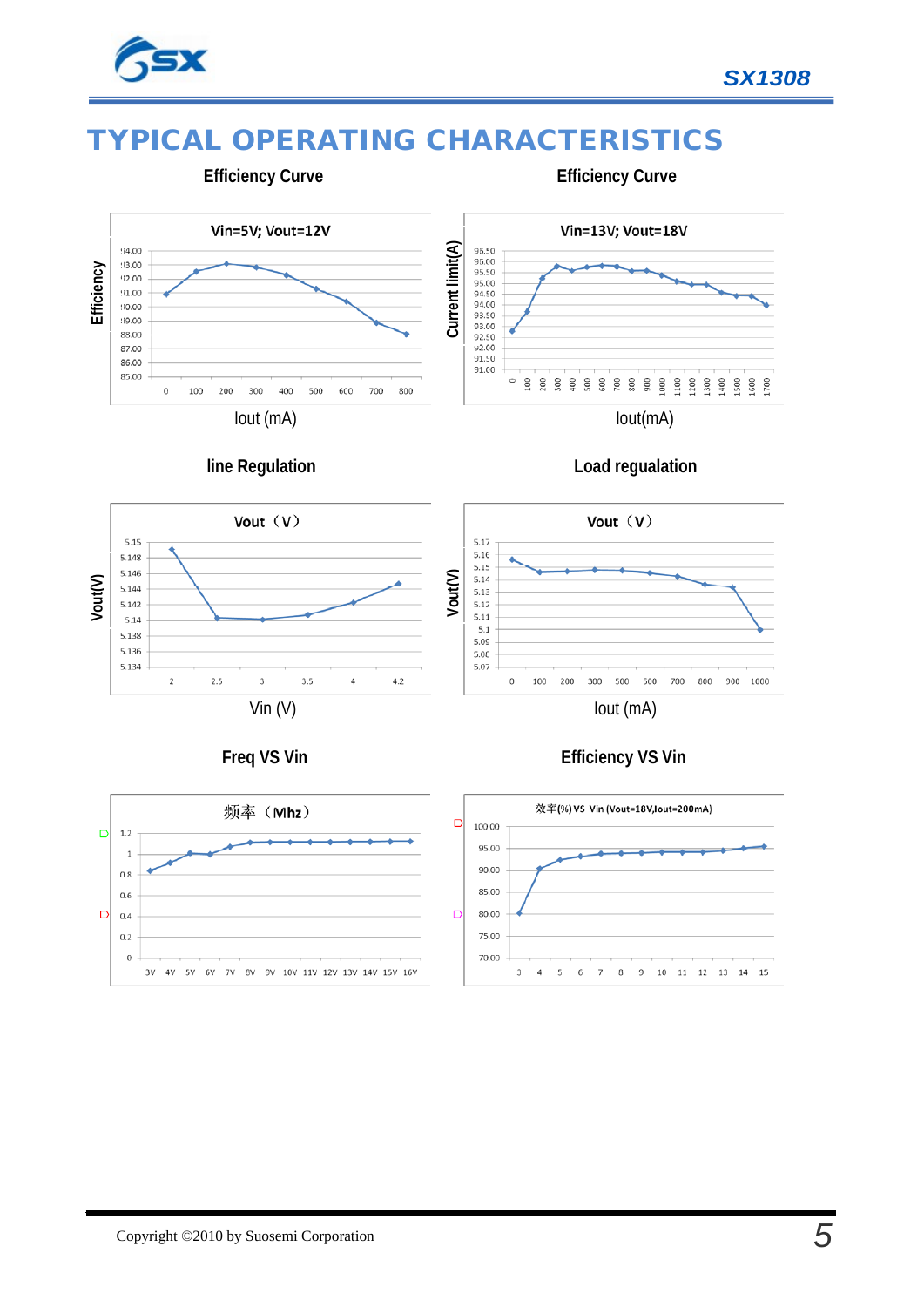# TYPICAL OPERATING CHARACTERISTICS

**Efficiency Curve**

Vin=5V; Vout=12V

Efficiency

Iout (mA)

**Efficiency Curve**

Vin=13V; Vout=18V

Current limit(A)

Iout(mA)

**line Regulation**

Vout（V）

Vout(V)

Vin (V)

**Load regualation**

Vout（V）

Vout(V)

Iout (mA)

**Freq VS Vin**

频率（Mhz）

**Efficiency VS Vin**

效率(%) VS Vin (Vout=18V,Iout=200mA)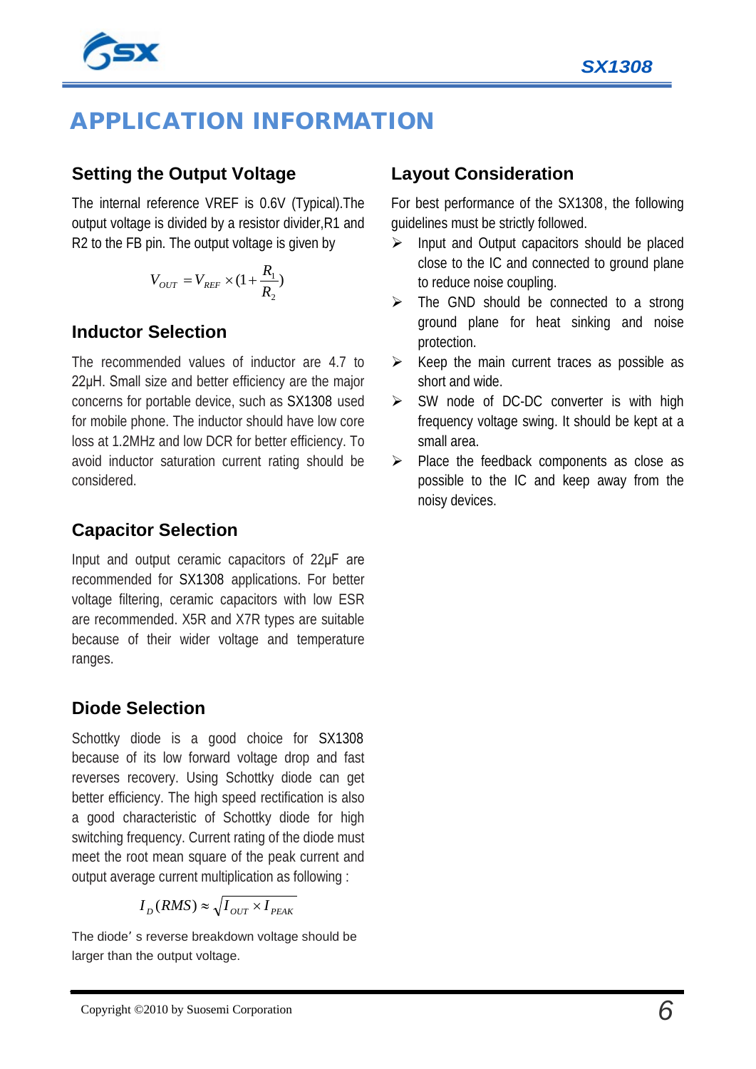# APPLICATION INFORMATION

## Setting the Output Voltage

The internal reference VREF is 0.6V (Typical).The output voltage is divided by a resistor divider,R1 and R2 to the FB pin. The output voltage is given by

$$V_{OUT} = V_{REF} \times (1 + \frac{R_1}{R_2})$$

## Inductor Selection

The recommended values of inductor are 4.7 to 22μH. Small size and better efficiency are the major concerns for portable device, such as SX1308 used for mobile phone. The inductor should have low core loss at 1.2MHz and low DCR for better efficiency. To avoid inductor saturation current rating should be considered.

## Capacitor Selection

Input and output ceramic capacitors of 22μF are recommended for SX1308 applications. For better voltage filtering, ceramic capacitors with low ESR are recommended. X5R and X7R types are suitable because of their wider voltage and temperature ranges.

## Diode Selection

Schottky diode is a good choice for SX1308 because of its low forward voltage drop and fast reverses recovery. Using Schottky diode can get better efficiency. The high speed rectification is also a good characteristic of Schottky diode for high switching frequency. Current rating of the diode must meet the root mean square of the peak current and output average current multiplication as following :

$$I_D(RMS) \approx \sqrt{I_{OUT} \times I_{PEAK}}$$

The diode' s reverse breakdown voltage should be larger than the output voltage.

## Layout Consideration

For best performance of the SX1308, the following guidelines must be strictly followed.

- Input and Output capacitors should be placed close to the IC and connected to ground plane to reduce noise coupling.
- The GND should be connected to a strong ground plane for heat sinking and noise protection.
- Keep the main current traces as possible as short and wide.
- SW node of DC-DC converter is with high frequency voltage swing. It should be kept at a small area.
- Place the feedback components as close as possible to the IC and keep away from the noisy devices.

Copyright ©2010 by Suosemi Corporation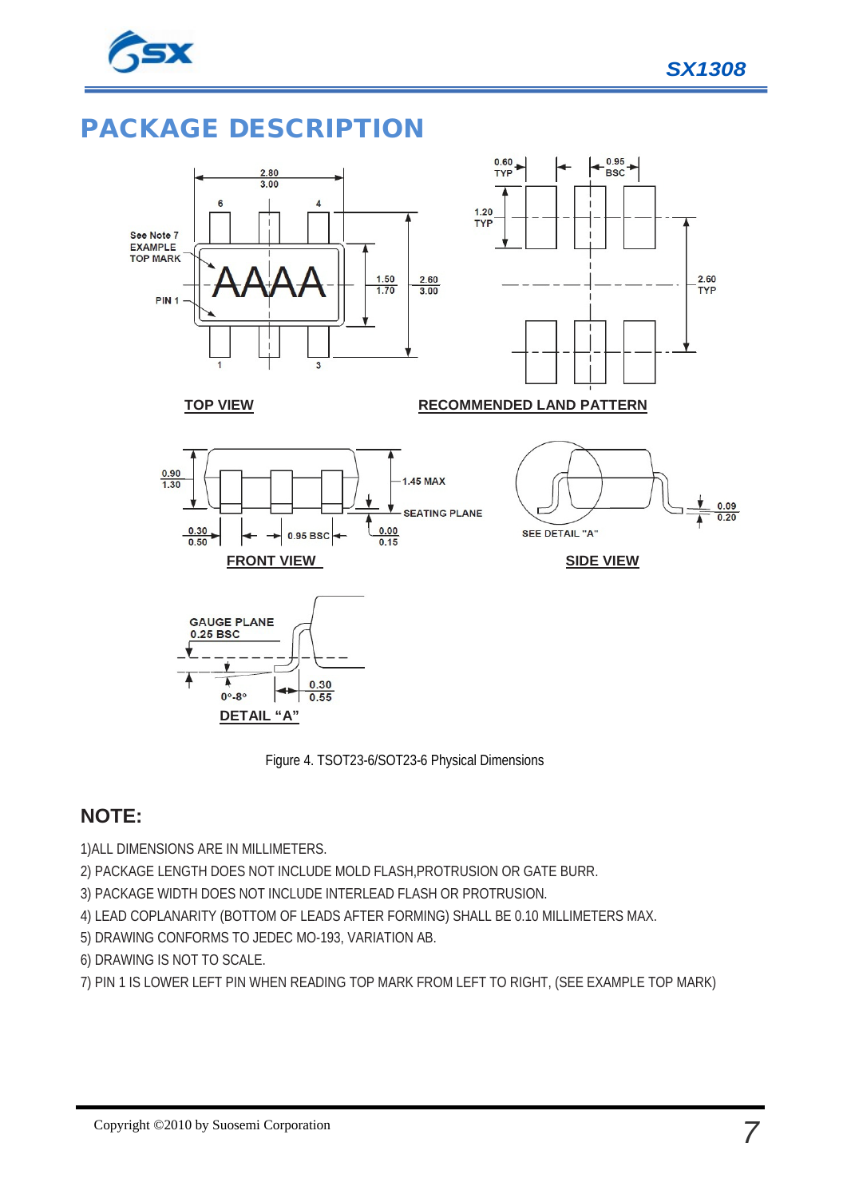# PACKAGE DESCRIPTION

TOP VIEW

See Note 7
EXAMPLE
TOP MARK

AAAA

PIN 1

2.80
3.00

1.50
1.70

2.60
3.00

RECOMMENDED LAND PATTERN

0.60 TYP

0.95 BSC

1.20 TYP

2.60 TYP

FRONT VIEW

0.90
1.30

1.45 MAX

SEATING PLANE

0.30
0.50

0.95 BSC

0.00
0.15

SIDE VIEW

SEE DETAIL "A"

0.09
0.20

DETAIL "A"

GAUGE PLANE
0.25 BSC

0°-8°

0.30
0.55

Figure 4. TSOT23-6/SOT23-6 Physical Dimensions

## NOTE:

1)ALL DIMENSIONS ARE IN MILLIMETERS.

2) PACKAGE LENGTH DOES NOT INCLUDE MOLD FLASH,PROTRUSION OR GATE BURR.

3) PACKAGE WIDTH DOES NOT INCLUDE INTERLEAD FLASH OR PROTRUSION.

4) LEAD COPLANARITY (BOTTOM OF LEADS AFTER FORMING) SHALL BE 0.10 MILLIMETERS MAX.

5) DRAWING CONFORMS TO JEDEC MO-193, VARIATION AB.

6) DRAWING IS NOT TO SCALE.

7) PIN 1 IS LOWER LEFT PIN WHEN READING TOP MARK FROM LEFT TO RIGHT, (SEE EXAMPLE TOP MARK)

Copyright ©2010 by Suosemi Corporation